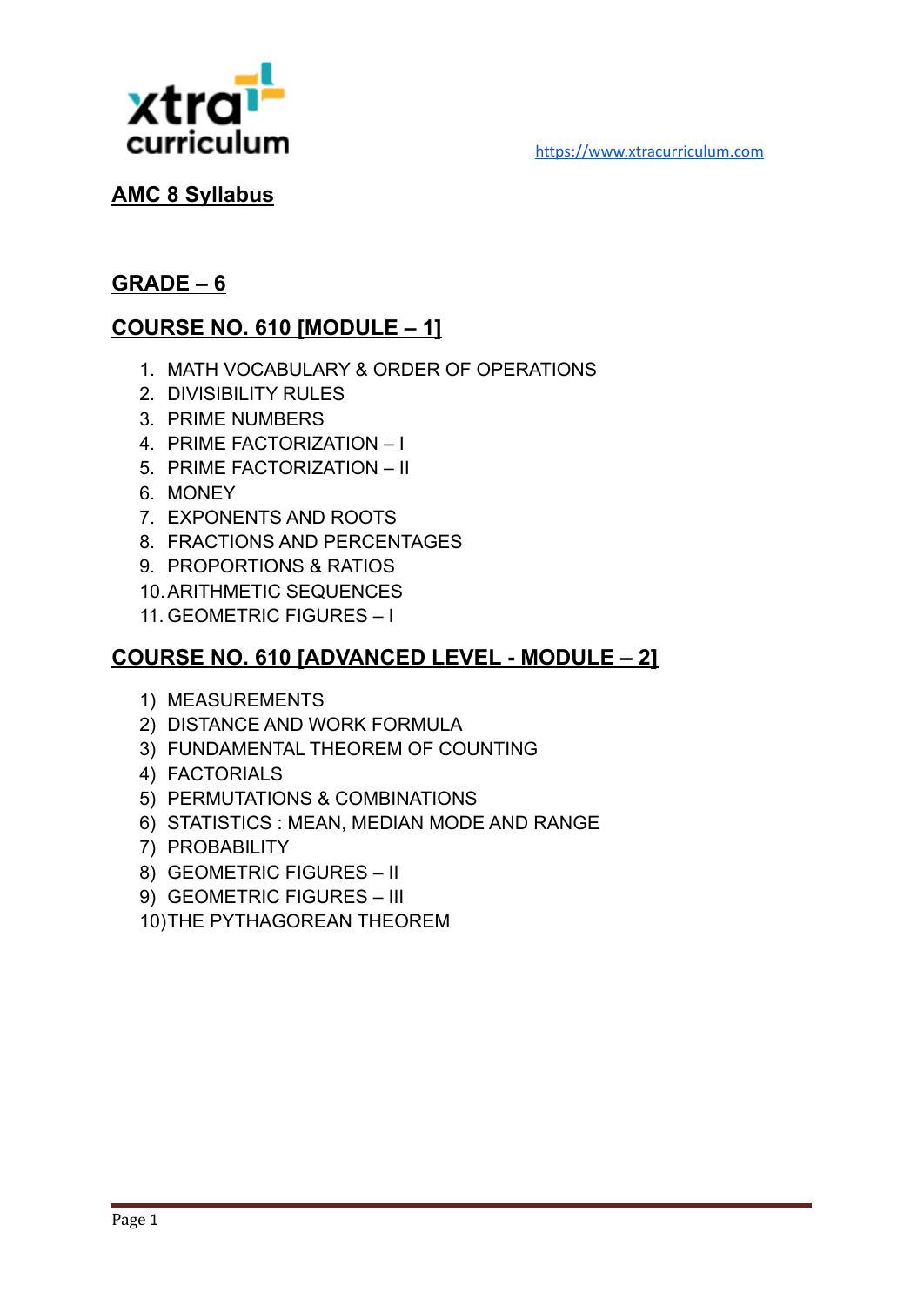xtra curriculum

https://www.xtracurriculum.com

# AMC 8 Syllabus

## GRADE – 6

## COURSE NO. 610 [MODULE – 1]

1. MATH VOCABULARY & ORDER OF OPERATIONS
2. DIVISIBILITY RULES
3. PRIME NUMBERS
4. PRIME FACTORIZATION – I
5. PRIME FACTORIZATION – II
6. MONEY
7. EXPONENTS AND ROOTS
8. FRACTIONS AND PERCENTAGES
9. PROPORTIONS & RATIOS
10. ARITHMETIC SEQUENCES
11. GEOMETRIC FIGURES – I

## COURSE NO. 610 [ADVANCED LEVEL - MODULE – 2]

1) MEASUREMENTS
2) DISTANCE AND WORK FORMULA
3) FUNDAMENTAL THEOREM OF COUNTING
4) FACTORIALS
5) PERMUTATIONS & COMBINATIONS
6) STATISTICS : MEAN, MEDIAN MODE AND RANGE
7) PROBABILITY
8) GEOMETRIC FIGURES – II
9) GEOMETRIC FIGURES – III
10) THE PYTHAGOREAN THEOREM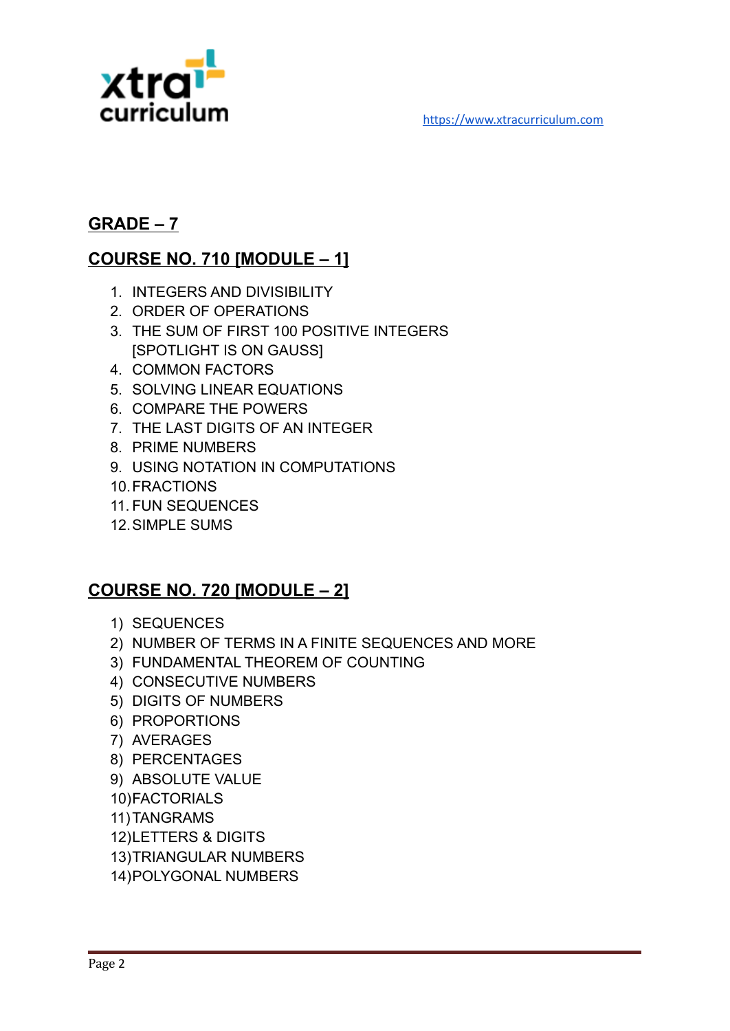## GRADE – 7

## COURSE NO. 710 [MODULE – 1]

1. INTEGERS AND DIVISIBILITY
2. ORDER OF OPERATIONS
3. THE SUM OF FIRST 100 POSITIVE INTEGERS [SPOTLIGHT IS ON GAUSS]
4. COMMON FACTORS
5. SOLVING LINEAR EQUATIONS
6. COMPARE THE POWERS
7. THE LAST DIGITS OF AN INTEGER
8. PRIME NUMBERS
9. USING NOTATION IN COMPUTATIONS
10. FRACTIONS
11. FUN SEQUENCES
12. SIMPLE SUMS

## COURSE NO. 720 [MODULE – 2]

1) SEQUENCES
2) NUMBER OF TERMS IN A FINITE SEQUENCES AND MORE
3) FUNDAMENTAL THEOREM OF COUNTING
4) CONSECUTIVE NUMBERS
5) DIGITS OF NUMBERS
6) PROPORTIONS
7) AVERAGES
8) PERCENTAGES
9) ABSOLUTE VALUE
10) FACTORIALS
11) TANGRAMS
12) LETTERS & DIGITS
13) TRIANGULAR NUMBERS
14) POLYGONAL NUMBERS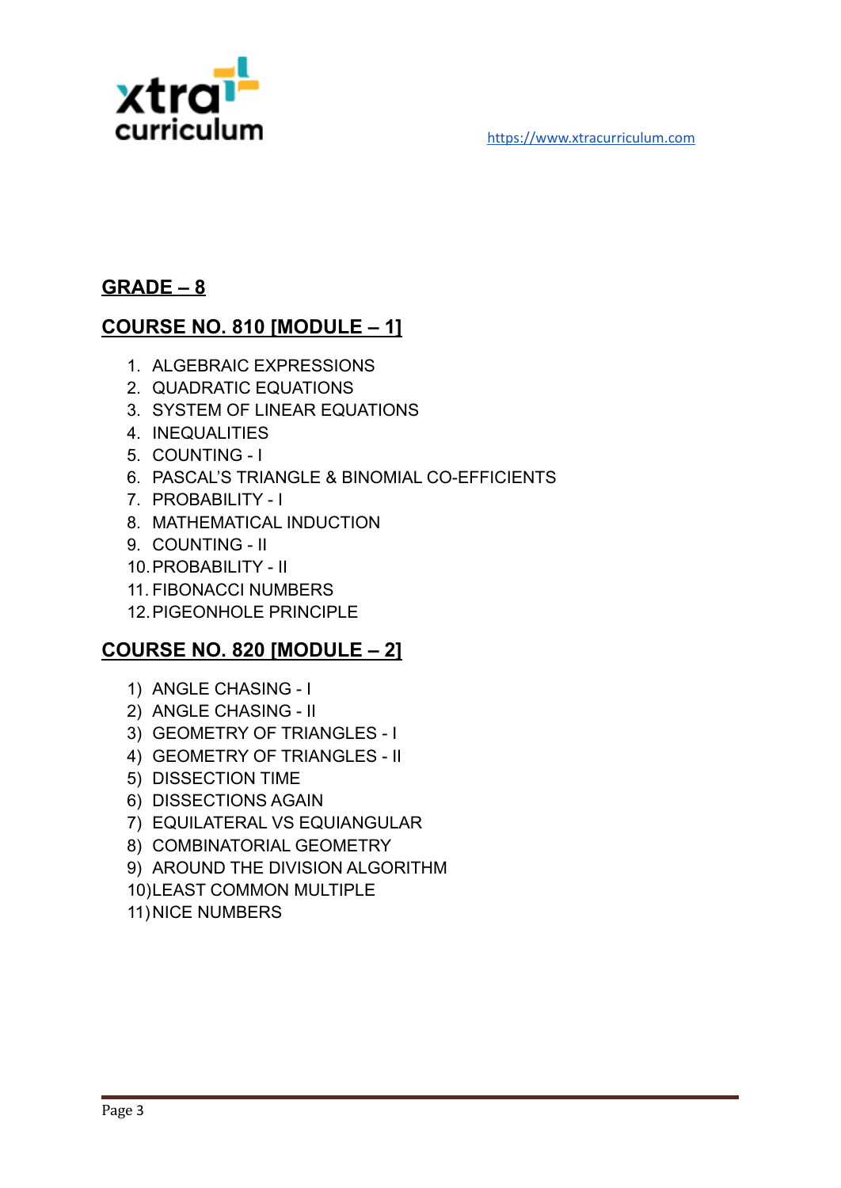xtra curriculum

https://www.xtracurriculum.com

## GRADE – 8

## COURSE NO. 810 [MODULE – 1]

1. ALGEBRAIC EXPRESSIONS
2. QUADRATIC EQUATIONS
3. SYSTEM OF LINEAR EQUATIONS
4. INEQUALITIES
5. COUNTING - I
6. PASCAL'S TRIANGLE & BINOMIAL CO-EFFICIENTS
7. PROBABILITY - I
8. MATHEMATICAL INDUCTION
9. COUNTING - II
10. PROBABILITY - II
11. FIBONACCI NUMBERS
12. PIGEONHOLE PRINCIPLE

## COURSE NO. 820 [MODULE – 2]

1) ANGLE CHASING - I
2) ANGLE CHASING - II
3) GEOMETRY OF TRIANGLES - I
4) GEOMETRY OF TRIANGLES - II
5) DISSECTION TIME
6) DISSECTIONS AGAIN
7) EQUILATERAL VS EQUIANGULAR
8) COMBINATORIAL GEOMETRY
9) AROUND THE DIVISION ALGORITHM
10) LEAST COMMON MULTIPLE
11) NICE NUMBERS